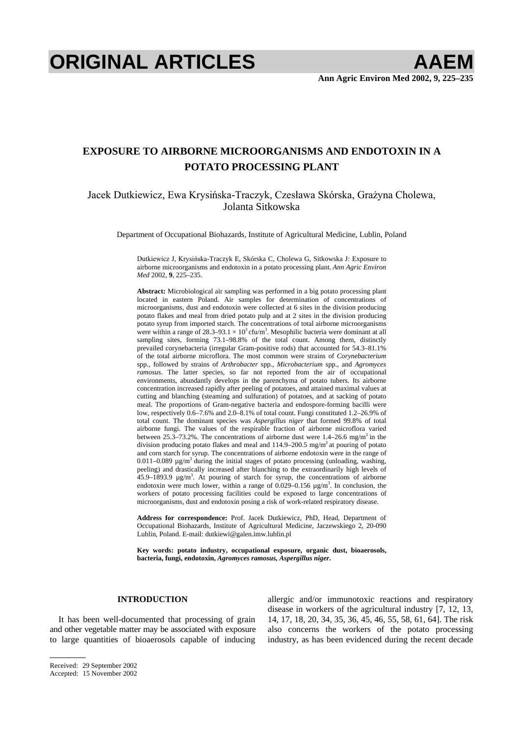# ORIGINAL ARTICLES

## EXPOSURE TO AIRBORNE MICROORGANISMS AND ENDOTOXIN IN A POTATO PROCESSING PLANT

Jacek Dutkiewicz, Ewa Krysińska-Traczyk, Czesława Skórska, Grażyna Cholewa, Jolanta Sitkowska

Department of Occupational Biohazards, Institute of Agricultural Medicine, Lublin, Poland

Dutkiewicz J, Krysińska-Traczyk E, Skórska C, Cholewa G, Sitkowska J: Exposure to airborne microorganisms and endotoxin in a potato processing plant. *Ann Agric Environ Med* 2002, **9**, 225–235.

**Abstract:** Microbiological air sampling was performed in a big potato processing plant located in eastern Poland. Air samples for determination of concentrations of microorganisms, dust and endotoxin were collected at 6 sites in the division producing potato flakes and meal from dried potato pulp and at 2 sites in the division producing potato syrup from imported starch. The concentrations of total airborne microorganisms were within a range of $28.3–93.1 \times 10^3$ cfu/m$^3$. Mesophilic bacteria were dominant at all sampling sites, forming 73.1–98.8% of the total count. Among them, distinctly prevailed corynebacteria (irregular Gram-positive rods) that accounted for 54.3–81.1% of the total airborne microflora. The most common were strains of *Corynebacterium* spp., followed by strains of *Arthrobacter* spp., *Microbacterium* spp., and *Agromyces ramosus*. The latter species, so far not reported from the air of occupational environments, abundantly develops in the parenchyma of potato tubers. Its airborne concentration increased rapidly after peeling of potatoes, and attained maximal values at cutting and blanching (steaming and sulfuration) of potatoes, and at sacking of potato meal. The proportions of Gram-negative bacteria and endospore-forming bacilli were low, respectively 0.6–7.6% and 2.0–8.1% of total count. Fungi constituted 1.2–26.9% of total count. The dominant species was *Aspergillus niger* that formed 99.8% of total airborne fungi. The values of the respirable fraction of airborne microflora varied between 25.3–73.2%. The concentrations of airborne dust were 1.4–26.6 mg/m$^3$ in the division producing potato flakes and meal and 114.9–200.5 mg/m$^3$ at pouring of potato and corn starch for syrup. The concentrations of airborne endotoxin were in the range of 0.011–0.089 µg/m$^3$ during the initial stages of potato processing (unloading, washing, peeling) and drastically increased after blanching to the extraordinarily high levels of 45.9–1893.9 µg/m$^3$. At pouring of starch for syrup, the concentrations of airborne endotoxin were much lower, within a range of 0.029–0.156 µg/m$^3$. In conclusion, the workers of potato processing facilities could be exposed to large concentrations of microorganisms, dust and endotoxin posing a risk of work-related respiratory disease.

**Address for correspondence:** Prof. Jacek Dutkiewicz, PhD, Head, Department of Occupational Biohazards, Institute of Agricultural Medicine, Jaczewskiego 2, 20-090 Lublin, Poland. E-mail: dutkiewi@galen.imw.lublin.pl

**Key words: potato industry, occupational exposure, organic dust, bioaerosols, bacteria, fungi, endotoxin, *Agromyces ramosus, Aspergillus niger*.**

### INTRODUCTION

It has been well-documented that processing of grain and other vegetable matter may be associated with exposure to large quantities of bioaerosols capable of inducing allergic and/or immunotoxic reactions and respiratory disease in workers of the agricultural industry [7, 12, 13, 14, 17, 18, 20, 34, 35, 36, 45, 46, 55, 58, 61, 64]. The risk also concerns the workers of the potato processing industry, as has been evidenced during the recent decade

Received: 29 September 2002
Accepted: 15 November 2002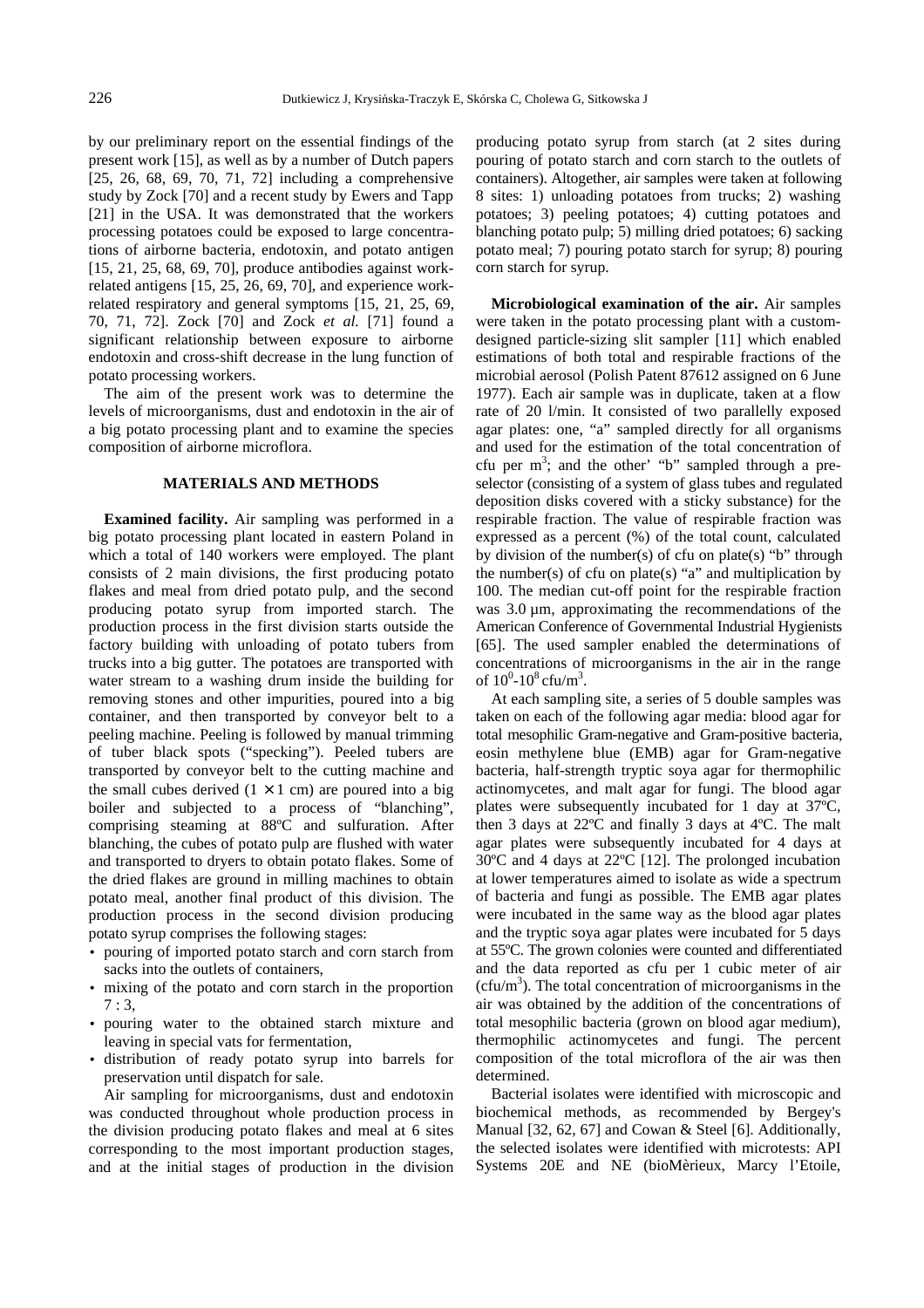by our preliminary report on the essential findings of the present work [15], as well as by a number of Dutch papers [25, 26, 68, 69, 70, 71, 72] including a comprehensive study by Zock [70] and a recent study by Ewers and Tapp [21] in the USA. It was demonstrated that the workers processing potatoes could be exposed to large concentrations of airborne bacteria, endotoxin, and potato antigen [15, 21, 25, 68, 69, 70], produce antibodies against work-related antigens [15, 25, 26, 69, 70], and experience work-related respiratory and general symptoms [15, 21, 25, 69, 70, 71, 72]. Zock [70] and Zock *et al.* [71] found a significant relationship between exposure to airborne endotoxin and cross-shift decrease in the lung function of potato processing workers.

The aim of the present work was to determine the levels of microorganisms, dust and endotoxin in the air of a big potato processing plant and to examine the species composition of airborne microflora.

## MATERIALS AND METHODS

**Examined facility.** Air sampling was performed in a big potato processing plant located in eastern Poland in which a total of 140 workers were employed. The plant consists of 2 main divisions, the first producing potato flakes and meal from dried potato pulp, and the second producing potato syrup from imported starch. The production process in the first division starts outside the factory building with unloading of potato tubers from trucks into a big gutter. The potatoes are transported with water stream to a washing drum inside the building for removing stones and other impurities, poured into a big container, and then transported by conveyor belt to a peeling machine. Peeling is followed by manual trimming of tuber black spots ("specking"). Peeled tubers are transported by conveyor belt to the cutting machine and the small cubes derived (1 × 1 cm) are poured into a big boiler and subjected to a process of "blanching", comprising steaming at 88ºC and sulfuration. After blanching, the cubes of potato pulp are flushed with water and transported to dryers to obtain potato flakes. Some of the dried flakes are ground in milling machines to obtain potato meal, another final product of this division. The production process in the second division producing potato syrup comprises the following stages:

- pouring of imported potato starch and corn starch from sacks into the outlets of containers,
- mixing of the potato and corn starch in the proportion 7 : 3,
- pouring water to the obtained starch mixture and leaving in special vats for fermentation,
- distribution of ready potato syrup into barrels for preservation until dispatch for sale.

Air sampling for microorganisms, dust and endotoxin was conducted throughout whole production process in the division producing potato flakes and meal at 6 sites corresponding to the most important production stages, and at the initial stages of production in the division producing potato syrup from starch (at 2 sites during pouring of potato starch and corn starch to the outlets of containers). Altogether, air samples were taken at following 8 sites: 1) unloading potatoes from trucks; 2) washing potatoes; 3) peeling potatoes; 4) cutting potatoes and blanching potato pulp; 5) milling dried potatoes; 6) sacking potato meal; 7) pouring potato starch for syrup; 8) pouring corn starch for syrup.

**Microbiological examination of the air.** Air samples were taken in the potato processing plant with a custom-designed particle-sizing slit sampler [11] which enabled estimations of both total and respirable fractions of the microbial aerosol (Polish Patent 87612 assigned on 6 June 1977). Each air sample was in duplicate, taken at a flow rate of 20 l/min. It consisted of two parallelly exposed agar plates: one, "a" sampled directly for all organisms and used for the estimation of the total concentration of cfu per $m^3$; and the other' "b" sampled through a preselector (consisting of a system of glass tubes and regulated deposition disks covered with a sticky substance) for the respirable fraction. The value of respirable fraction was expressed as a percent (%) of the total count, calculated by division of the number(s) of cfu on plate(s) "b" through the number(s) of cfu on plate(s) "a" and multiplication by 100. The median cut-off point for the respirable fraction was 3.0 µm, approximating the recommendations of the American Conference of Governmental Industrial Hygienists [65]. The used sampler enabled the determinations of concentrations of microorganisms in the air in the range of $10^0$-$10^8$ cfu/$m^3$.

At each sampling site, a series of 5 double samples was taken on each of the following agar media: blood agar for total mesophilic Gram-negative and Gram-positive bacteria, eosin methylene blue (EMB) agar for Gram-negative bacteria, half-strength tryptic soya agar for thermophilic actinomycetes, and malt agar for fungi. The blood agar plates were subsequently incubated for 1 day at 37ºC, then 3 days at 22ºC and finally 3 days at 4ºC. The malt agar plates were subsequently incubated for 4 days at 30ºC and 4 days at 22ºC [12]. The prolonged incubation at lower temperatures aimed to isolate as wide a spectrum of bacteria and fungi as possible. The EMB agar plates were incubated in the same way as the blood agar plates and the tryptic soya agar plates were incubated for 5 days at 55ºC. The grown colonies were counted and differentiated and the data reported as cfu per 1 cubic meter of air (cfu/$m^3$). The total concentration of microorganisms in the air was obtained by the addition of the concentrations of total mesophilic bacteria (grown on blood agar medium), thermophilic actinomycetes and fungi. The percent composition of the total microflora of the air was then determined.

Bacterial isolates were identified with microscopic and biochemical methods, as recommended by Bergey's Manual [32, 62, 67] and Cowan & Steel [6]. Additionally, the selected isolates were identified with microtests: API Systems 20E and NE (bioMèrieux, Marcy l'Etoile,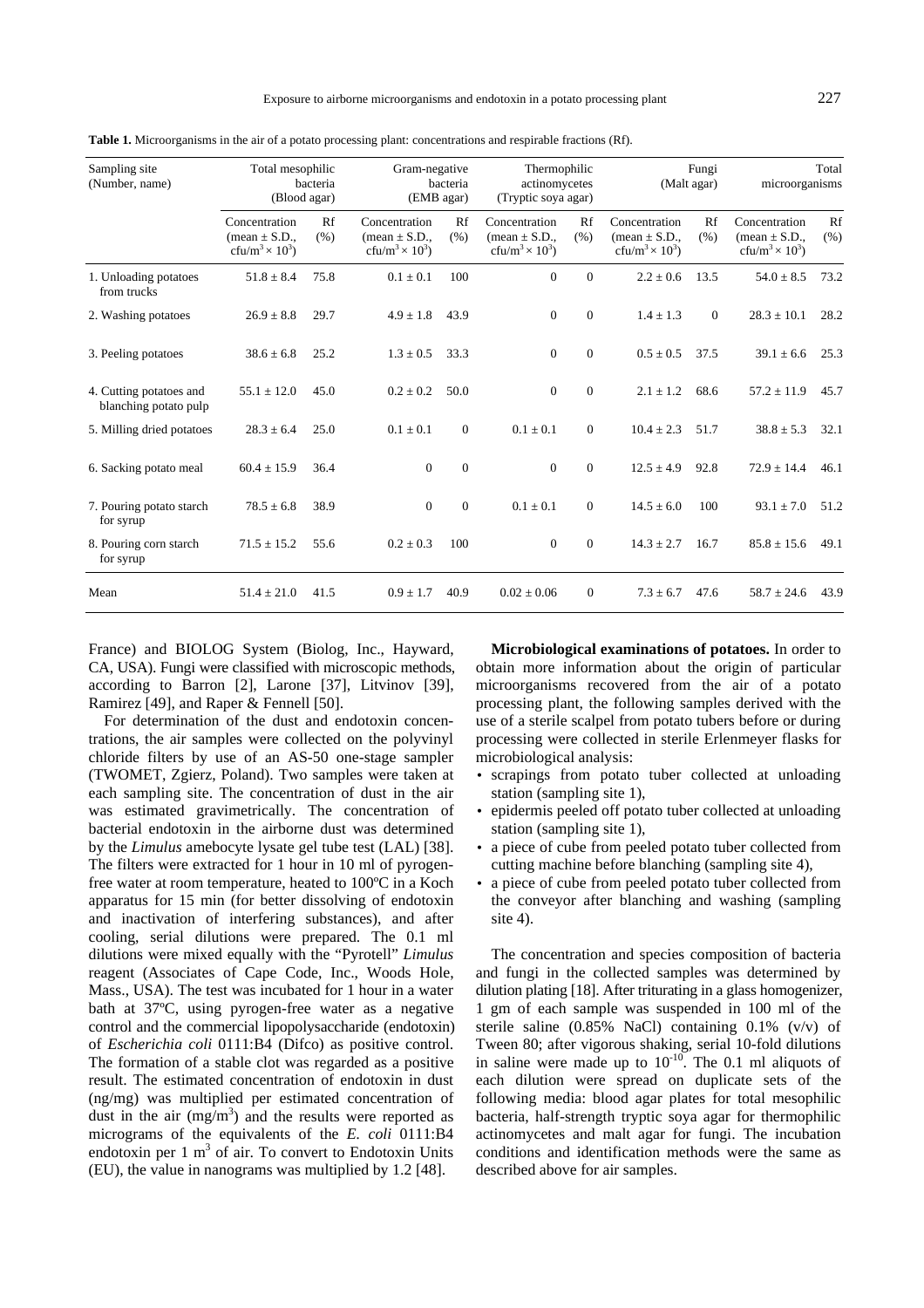**Table 1.** Microorganisms in the air of a potato processing plant: concentrations and respirable fractions (Rf).

| Sampling site (Number, name) | Total mesophilic bacteria (Blood agar) | | Gram-negative bacteria (EMB agar) | | Thermophilic actinomycetes (Tryptic soya agar) | | Fungi (Malt agar) | | Total microorganisms | |
|---|---|---|---|---|---|---|---|---|---|---|
| | Concentration (mean ± S.D., cfu/m$^3$ × 10$^3$) | Rf (%) | Concentration (mean ± S.D., cfu/m$^3$ × 10$^3$) | Rf (%) | Concentration (mean ± S.D., cfu/m$^3$ × 10$^3$) | Rf (%) | Concentration (mean ± S.D., cfu/m$^3$ × 10$^3$) | Rf (%) | Concentration (mean ± S.D., cfu/m$^3$ × 10$^3$) | Rf (%) |
| 1. Unloading potatoes from trucks | 51.8 ± 8.4 | 75.8 | 0.1 ± 0.1 | 100 | 0 | 0 | 2.2 ± 0.6 | 13.5 | 54.0 ± 8.5 | 73.2 |
| 2. Washing potatoes | 26.9 ± 8.8 | 29.7 | 4.9 ± 1.8 | 43.9 | 0 | 0 | 1.4 ± 1.3 | 0 | 28.3 ± 10.1 | 28.2 |
| 3. Peeling potatoes | 38.6 ± 6.8 | 25.2 | 1.3 ± 0.5 | 33.3 | 0 | 0 | 0.5 ± 0.5 | 37.5 | 39.1 ± 6.6 | 25.3 |
| 4. Cutting potatoes and blanching potato pulp | 55.1 ± 12.0 | 45.0 | 0.2 ± 0.2 | 50.0 | 0 | 0 | 2.1 ± 1.2 | 68.6 | 57.2 ± 11.9 | 45.7 |
| 5. Milling dried potatoes | 28.3 ± 6.4 | 25.0 | 0.1 ± 0.1 | 0 | 0.1 ± 0.1 | 0 | 10.4 ± 2.3 | 51.7 | 38.8 ± 5.3 | 32.1 |
| 6. Sacking potato meal | 60.4 ± 15.9 | 36.4 | 0 | 0 | 0 | 0 | 12.5 ± 4.9 | 92.8 | 72.9 ± 14.4 | 46.1 |
| 7. Pouring potato starch for syrup | 78.5 ± 6.8 | 38.9 | 0 | 0 | 0.1 ± 0.1 | 0 | 14.5 ± 6.0 | 100 | 93.1 ± 7.0 | 51.2 |
| 8. Pouring corn starch for syrup | 71.5 ± 15.2 | 55.6 | 0.2 ± 0.3 | 100 | 0 | 0 | 14.3 ± 2.7 | 16.7 | 85.8 ± 15.6 | 49.1 |
| Mean | 51.4 ± 21.0 | 41.5 | 0.9 ± 1.7 | 40.9 | 0.02 ± 0.06 | 0 | 7.3 ± 6.7 | 47.6 | 58.7 ± 24.6 | 43.9 |

France) and BIOLOG System (Biolog, Inc., Hayward, CA, USA). Fungi were classified with microscopic methods, according to Barron [2], Larone [37], Litvinov [39], Ramirez [49], and Raper & Fennell [50].

For determination of the dust and endotoxin concentrations, the air samples were collected on the polyvinyl chloride filters by use of an AS-50 one-stage sampler (TWOMET, Zgierz, Poland). Two samples were taken at each sampling site. The concentration of dust in the air was estimated gravimetrically. The concentration of bacterial endotoxin in the airborne dust was determined by the *Limulus* amebocyte lysate gel tube test (LAL) [38]. The filters were extracted for 1 hour in 10 ml of pyrogen-free water at room temperature, heated to 100ºC in a Koch apparatus for 15 min (for better dissolving of endotoxin and inactivation of interfering substances), and after cooling, serial dilutions were prepared. The 0.1 ml dilutions were mixed equally with the "Pyrotell" *Limulus* reagent (Associates of Cape Code, Inc., Woods Hole, Mass., USA). The test was incubated for 1 hour in a water bath at 37ºC, using pyrogen-free water as a negative control and the commercial lipopolysaccharide (endotoxin) of *Escherichia coli* 0111:B4 (Difco) as positive control. The formation of a stable clot was regarded as a positive result. The estimated concentration of endotoxin in dust (ng/mg) was multiplied per estimated concentration of dust in the air (mg/m$^3$) and the results were reported as micrograms of the equivalents of the *E. coli* 0111:B4 endotoxin per 1 m$^3$ of air. To convert to Endotoxin Units (EU), the value in nanograms was multiplied by 1.2 [48].

**Microbiological examinations of potatoes.** In order to obtain more information about the origin of particular microorganisms recovered from the air of a potato processing plant, the following samples derived with the use of a sterile scalpel from potato tubers before or during processing were collected in sterile Erlenmeyer flasks for microbiological analysis:

- scrapings from potato tuber collected at unloading station (sampling site 1),
- epidermis peeled off potato tuber collected at unloading station (sampling site 1),
- a piece of cube from peeled potato tuber collected from cutting machine before blanching (sampling site 4),
- a piece of cube from peeled potato tuber collected from the conveyor after blanching and washing (sampling site 4).

The concentration and species composition of bacteria and fungi in the collected samples was determined by dilution plating [18]. After triturating in a glass homogenizer, 1 gm of each sample was suspended in 100 ml of the sterile saline (0.85% NaCl) containing 0.1% (v/v) of Tween 80; after vigorous shaking, serial 10-fold dilutions in saline were made up to $10^{-10}$. The 0.1 ml aliquots of each dilution were spread on duplicate sets of the following media: blood agar plates for total mesophilic bacteria, half-strength tryptic soya agar for thermophilic actinomycetes and malt agar for fungi. The incubation conditions and identification methods were the same as described above for air samples.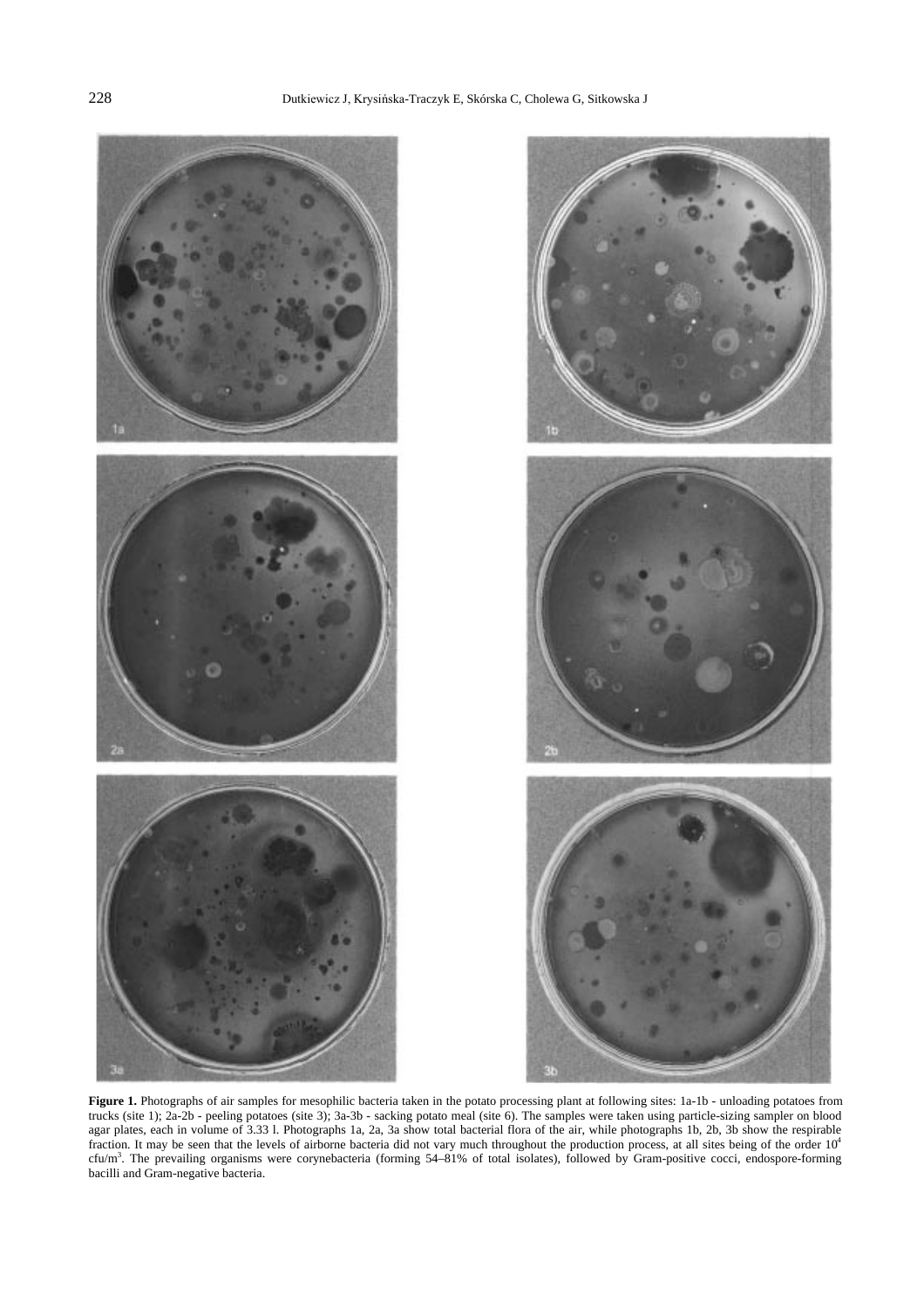**Figure 1.** Photographs of air samples for mesophilic bacteria taken in the potato processing plant at following sites: 1a-1b - unloading potatoes from trucks (site 1); 2a-2b - peeling potatoes (site 3); 3a-3b - sacking potato meal (site 6). The samples were taken using particle-sizing sampler on blood agar plates, each in volume of 3.33 l. Photographs 1a, 2a, 3a show total bacterial flora of the air, while photographs 1b, 2b, 3b show the respirable fraction. It may be seen that the levels of airborne bacteria did not vary much throughout the production process, at all sites being of the order $10^4$ cfu/m$^3$. The prevailing organisms were corynebacteria (forming 54–81% of total isolates), followed by Gram-positive cocci, endospore-forming bacilli and Gram-negative bacteria.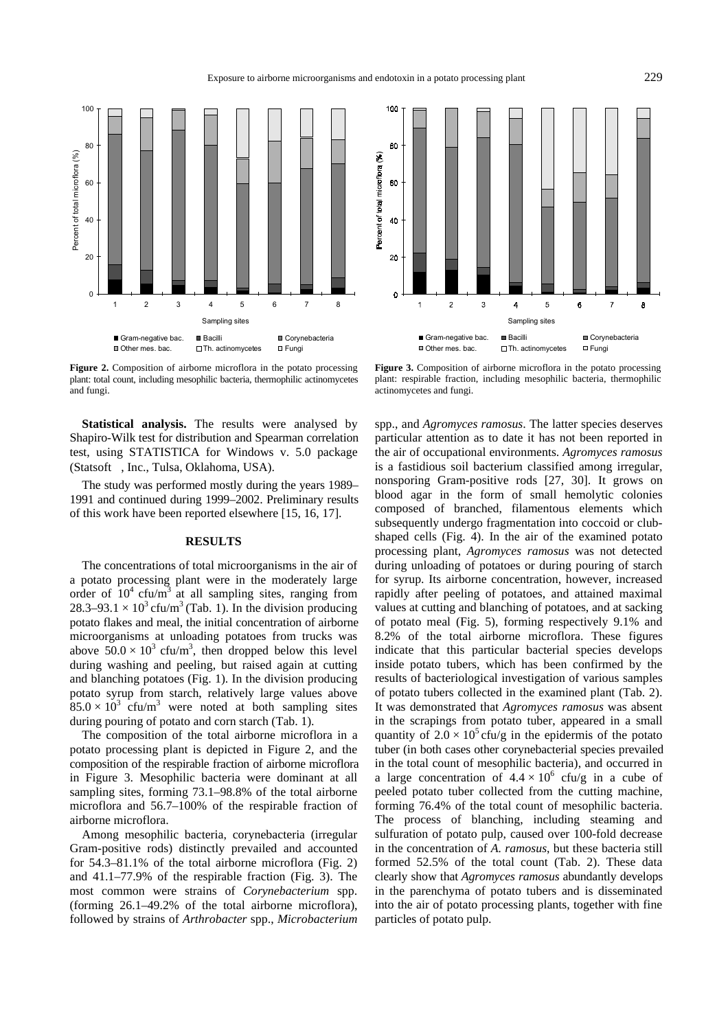**Figure 2.** Composition of airborne microflora in the potato processing plant: total count, including mesophilic bacteria, thermophilic actinomycetes and fungi.

**Figure 3.** Composition of airborne microflora in the potato processing plant: respirable fraction, including mesophilic bacteria, thermophilic actinomycetes and fungi.

**Statistical analysis.** The results were analysed by Shapiro-Wilk test for distribution and Spearman correlation test, using STATISTICA for Windows v. 5.0 package (Statsoft , Inc., Tulsa, Oklahoma, USA).

The study was performed mostly during the years 1989–1991 and continued during 1999–2002. Preliminary results of this work have been reported elsewhere [15, 16, 17].

## RESULTS

The concentrations of total microorganisms in the air of a potato processing plant were in the moderately large order of $10^4$ cfu/m$^3$ at all sampling sites, ranging from $28.3–93.1 \times 10^3$ cfu/m$^3$ (Tab. 1). In the division producing potato flakes and meal, the initial concentration of airborne microorganisms at unloading potatoes from trucks was above $50.0 \times 10^3$ cfu/m$^3$, then dropped below this level during washing and peeling, but raised again at cutting and blanching potatoes (Fig. 1). In the division producing potato syrup from starch, relatively large values above $85.0 \times 10^3$ cfu/m$^3$ were noted at both sampling sites during pouring of potato and corn starch (Tab. 1).

The composition of the total airborne microflora in a potato processing plant is depicted in Figure 2, and the composition of the respirable fraction of airborne microflora in Figure 3. Mesophilic bacteria were dominant at all sampling sites, forming 73.1–98.8% of the total airborne microflora and 56.7–100% of the respirable fraction of airborne microflora.

Among mesophilic bacteria, corynebacteria (irregular Gram-positive rods) distinctly prevailed and accounted for 54.3–81.1% of the total airborne microflora (Fig. 2) and 41.1–77.9% of the respirable fraction (Fig. 3). The most common were strains of *Corynebacterium* spp. (forming 26.1–49.2% of the total airborne microflora), followed by strains of *Arthrobacter* spp., *Microbacterium* spp., and *Agromyces ramosus*. The latter species deserves particular attention as to date it has not been reported in the air of occupational environments. *Agromyces ramosus* is a fastidious soil bacterium classified among irregular, nonsporing Gram-positive rods [27, 30]. It grows on blood agar in the form of small hemolytic colonies composed of branched, filamentous elements which subsequently undergo fragmentation into coccoid or club-shaped cells (Fig. 4). In the air of the examined potato processing plant, *Agromyces ramosus* was not detected during unloading of potatoes or during pouring of starch for syrup. Its airborne concentration, however, increased rapidly after peeling of potatoes, and attained maximal values at cutting and blanching of potatoes, and at sacking of potato meal (Fig. 5), forming respectively 9.1% and 8.2% of the total airborne microflora. These figures indicate that this particular bacterial species develops inside potato tubers, which has been confirmed by the results of bacteriological investigation of various samples of potato tubers collected in the examined plant (Tab. 2). It was demonstrated that *Agromyces ramosus* was absent in the scrapings from potato tuber, appeared in a small quantity of $2.0 \times 10^5$ cfu/g in the epidermis of the potato tuber (in both cases other corynebacterial species prevailed in the total count of mesophilic bacteria), and occurred in a large concentration of $4.4 \times 10^6$ cfu/g in a cube of peeled potato tuber collected from the cutting machine, forming 76.4% of the total count of mesophilic bacteria. The process of blanching, including steaming and sulfuration of potato pulp, caused over 100-fold decrease in the concentration of *A. ramosus*, but these bacteria still formed 52.5% of the total count (Tab. 2). These data clearly show that *Agromyces ramosus* abundantly develops in the parenchyma of potato tubers and is disseminated into the air of potato processing plants, together with fine particles of potato pulp.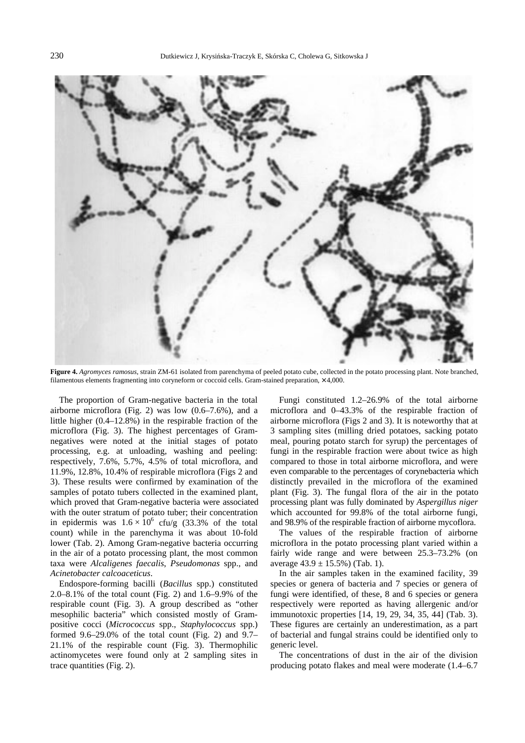**Figure 4.** *Agromyces ramosus*, strain ZM-61 isolated from parenchyma of peeled potato cube, collected in the potato processing plant. Note branched, filamentous elements fragmenting into coryneform or coccoid cells. Gram-stained preparation, × 4,000.

The proportion of Gram-negative bacteria in the total airborne microflora (Fig. 2) was low (0.6–7.6%), and a little higher (0.4–12.8%) in the respirable fraction of the microflora (Fig. 3). The highest percentages of Gram-negatives were noted at the initial stages of potato processing, e.g. at unloading, washing and peeling: respectively, 7.6%, 5.7%, 4.5% of total microflora, and 11.9%, 12.8%, 10.4% of respirable microflora (Figs 2 and 3). These results were confirmed by examination of the samples of potato tubers collected in the examined plant, which proved that Gram-negative bacteria were associated with the outer stratum of potato tuber; their concentration in epidermis was $1.6 \times 10^6$ cfu/g (33.3% of the total count) while in the parenchyma it was about 10-fold lower (Tab. 2). Among Gram-negative bacteria occurring in the air of a potato processing plant, the most common taxa were *Alcaligenes faecalis*, *Pseudomonas* spp., and *Acinetobacter calcoaceticus*.

Endospore-forming bacilli (*Bacillus* spp.) constituted 2.0–8.1% of the total count (Fig. 2) and 1.6–9.9% of the respirable count (Fig. 3). A group described as "other mesophilic bacteria" which consisted mostly of Gram-positive cocci (*Micrococcus* spp., *Staphylococcus* spp.) formed 9.6–29.0% of the total count (Fig. 2) and 9.7–21.1% of the respirable count (Fig. 3). Thermophilic actinomycetes were found only at 2 sampling sites in trace quantities (Fig. 2).

Fungi constituted 1.2–26.9% of the total airborne microflora and 0–43.3% of the respirable fraction of airborne microflora (Figs 2 and 3). It is noteworthy that at 3 sampling sites (milling dried potatoes, sacking potato meal, pouring potato starch for syrup) the percentages of fungi in the respirable fraction were about twice as high compared to those in total airborne microflora, and were even comparable to the percentages of corynebacteria which distinctly prevailed in the microflora of the examined plant (Fig. 3). The fungal flora of the air in the potato processing plant was fully dominated by *Aspergillus niger* which accounted for 99.8% of the total airborne fungi, and 98.9% of the respirable fraction of airborne mycoflora.

The values of the respirable fraction of airborne microflora in the potato processing plant varied within a fairly wide range and were between 25.3–73.2% (on average 43.9 ± 15.5%) (Tab. 1).

In the air samples taken in the examined facility, 39 species or genera of bacteria and 7 species or genera of fungi were identified, of these, 8 and 6 species or genera respectively were reported as having allergenic and/or immunotoxic properties [14, 19, 29, 34, 35, 44] (Tab. 3). These figures are certainly an underestimation, as a part of bacterial and fungal strains could be identified only to generic level.

The concentrations of dust in the air of the division producing potato flakes and meal were moderate (1.4–6.7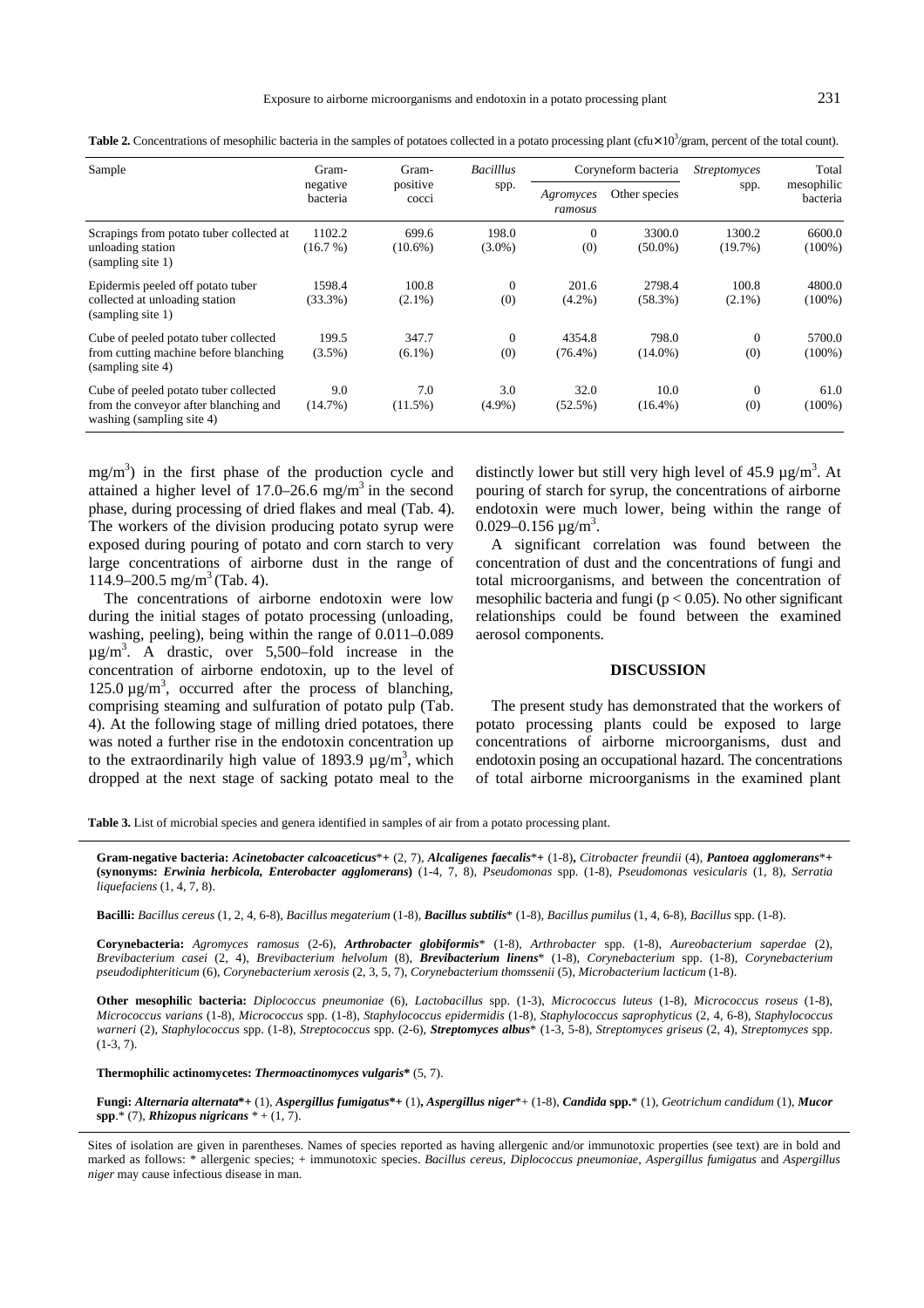**Table 2.** Concentrations of mesophilic bacteria in the samples of potatoes collected in a potato processing plant (cfu×$10^3$/gram, percent of the total count).

| Sample | Gram-negative bacteria | Gram-positive cocci | *Bacilllus* spp. | Coryneform bacteria | | *Streptomyces* spp. | Total mesophilic bacteria |
|---|---|---|---|---|---|---|---|
| | | | | *Agromyces ramosus* | Other species | | |
| Scrapings from potato tuber collected at unloading station (sampling site 1) | 1102.2 (16.7 %) | 699.6 (10.6%) | 198.0 (3.0%) | 0 (0) | 3300.0 (50.0%) | 1300.2 (19.7%) | 6600.0 (100%) |
| Epidermis peeled off potato tuber collected at unloading station (sampling site 1) | 1598.4 (33.3%) | 100.8 (2.1%) | 0 (0) | 201.6 (4.2%) | 2798.4 (58.3%) | 100.8 (2.1%) | 4800.0 (100%) |
| Cube of peeled potato tuber collected from cutting machine before blanching (sampling site 4) | 199.5 (3.5%) | 347.7 (6.1%) | 0 (0) | 4354.8 (76.4%) | 798.0 (14.0%) | 0 (0) | 5700.0 (100%) |
| Cube of peeled potato tuber collected from the conveyor after blanching and washing (sampling site 4) | 9.0 (14.7%) | 7.0 (11.5%) | 3.0 (4.9%) | 32.0 (52.5%) | 10.0 (16.4%) | 0 (0) | 61.0 (100%) |

mg/m$^3$) in the first phase of the production cycle and attained a higher level of 17.0–26.6 mg/m$^3$ in the second phase, during processing of dried flakes and meal (Tab. 4). The workers of the division producing potato syrup were exposed during pouring of potato and corn starch to very large concentrations of airborne dust in the range of 114.9–200.5 mg/m$^3$ (Tab. 4).

The concentrations of airborne endotoxin were low during the initial stages of potato processing (unloading, washing, peeling), being within the range of 0.011–0.089 µg/m$^3$. A drastic, over 5,500–fold increase in the concentration of airborne endotoxin, up to the level of 125.0 µg/m$^3$, occurred after the process of blanching, comprising steaming and sulfuration of potato pulp (Tab. 4). At the following stage of milling dried potatoes, there was noted a further rise in the endotoxin concentration up to the extraordinarily high value of 1893.9 µg/m$^3$, which dropped at the next stage of sacking potato meal to the distinctly lower but still very high level of 45.9 µg/m$^3$. At pouring of starch for syrup, the concentrations of airborne endotoxin were much lower, being within the range of 0.029–0.156 µg/m$^3$.

A significant correlation was found between the concentration of dust and the concentrations of fungi and total microorganisms, and between the concentration of mesophilic bacteria and fungi ($p < 0.05$). No other significant relationships could be found between the examined aerosol components.

## DISCUSSION

The present study has demonstrated that the workers of potato processing plants could be exposed to large concentrations of airborne microorganisms, dust and endotoxin posing an occupational hazard. The concentrations of total airborne microorganisms in the examined plant

**Table 3.** List of microbial species and genera identified in samples of air from a potato processing plant.

**Gram-negative bacteria:** ***Acinetobacter calcoaceticus***\*+ (2, 7), ***Alcaligenes faecalis***\*+ (1-8), *Citrobacter freundii* (4), ***Pantoea agglomerans***\*+ **(synonyms: *Erwinia herbicola, Enterobacter agglomerans*)** (1-4, 7, 8), *Pseudomonas* spp. (1-8), *Pseudomonas vesicularis* (1, 8), *Serratia liquefaciens* (1, 4, 7, 8).

**Bacilli:** *Bacillus cereus* (1, 2, 4, 6-8), *Bacillus megaterium* (1-8), ***Bacillus subtilis***\* (1-8), *Bacillus pumilus* (1, 4, 6-8), *Bacillus* spp. (1-8).

**Corynebacteria:** *Agromyces ramosus* (2-6), ***Arthrobacter globiformis***\* (1-8), *Arthrobacter* spp. (1-8), *Aureobacterium saperdae* (2), *Brevibacterium casei* (2, 4), *Brevibacterium helvolum* (8), ***Brevibacterium linens***\* (1-8), *Corynebacterium* spp. (1-8), *Corynebacterium pseudodiphteriticum* (6), *Corynebacterium xerosis* (2, 3, 5, 7), *Corynebacterium thomssenii* (5), *Microbacterium lacticum* (1-8).

**Other mesophilic bacteria:** *Diplococcus pneumoniae* (6), *Lactobacillus* spp. (1-3), *Micrococcus luteus* (1-8), *Micrococcus roseus* (1-8), *Micrococcus varians* (1-8), *Micrococcus* spp. (1-8), *Staphylococcus epidermidis* (1-8), *Staphylococcus saprophyticus* (2, 4, 6-8), *Staphylococcus warneri* (2), *Staphylococcus* spp. (1-8), *Streptococcus* spp. (2-6), ***Streptomyces albus***\* (1-3, 5-8), *Streptomyces griseus* (2, 4), *Streptomyces* spp. (1-3, 7).

**Thermophilic actinomycetes:** ***Thermoactinomyces vulgaris*\*** (5, 7).

**Fungi:** ***Alternaria alternata*\*+** (1), ***Aspergillus fumigatus*\*+** (1)**,** ***Aspergillus niger***\*+ (1-8), ***Candida* spp.**\* (1), *Geotrichum candidum* (1), ***Mucor* spp**.\* (7), ***Rhizopus nigricans*** \* + (1, 7).

Sites of isolation are given in parentheses. Names of species reported as having allergenic and/or immunotoxic properties (see text) are in bold and marked as follows: * allergenic species; + immunotoxic species. *Bacillus cereus, Diplococcus pneumoniae, Aspergillus fumigatus* and *Aspergillus niger* may cause infectious disease in man.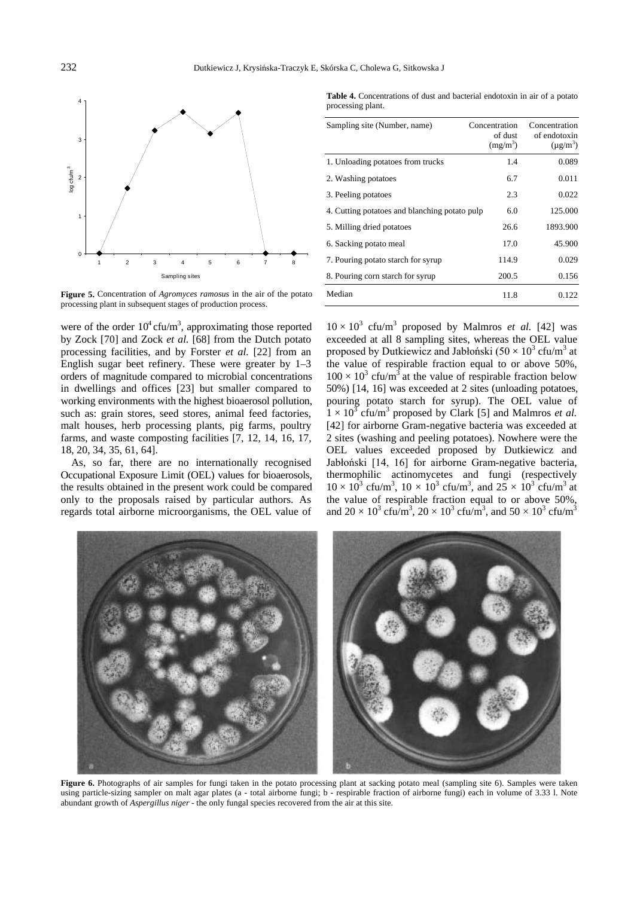**Figure 5.** Concentration of *Agromyces ramosus* in the air of the potato processing plant in subsequent stages of production process.

**Table 4.** Concentrations of dust and bacterial endotoxin in air of a potato processing plant.

| Sampling site (Number, name) | Concentration of dust ($mg/m^3$) | Concentration of endotoxin ($\mu g/m^3$) |
|---|---|---|
| 1. Unloading potatoes from trucks | 1.4 | 0.089 |
| 2. Washing potatoes | 6.7 | 0.011 |
| 3. Peeling potatoes | 2.3 | 0.022 |
| 4. Cutting potatoes and blanching potato pulp | 6.0 | 125.000 |
| 5. Milling dried potatoes | 26.6 | 1893.900 |
| 6. Sacking potato meal | 17.0 | 45.900 |
| 7. Pouring potato starch for syrup | 114.9 | 0.029 |
| 8. Pouring corn starch for syrup | 200.5 | 0.156 |
| Median | 11.8 | 0.122 |

were of the order $10^4$ cfu/$m^3$, approximating those reported by Zock [70] and Zock *et al.* [68] from the Dutch potato processing facilities, and by Forster *et al.* [22] from an English sugar beet refinery. These were greater by 1–3 orders of magnitude compared to microbial concentrations in dwellings and offices [23] but smaller compared to working environments with the highest bioaerosol pollution, such as: grain stores, seed stores, animal feed factories, malt houses, herb processing plants, pig farms, poultry farms, and waste composting facilities [7, 12, 14, 16, 17, 18, 20, 34, 35, 61, 64].

As, so far, there are no internationally recognised Occupational Exposure Limit (OEL) values for bioaerosols, the results obtained in the present work could be compared only to the proposals raised by particular authors. As regards total airborne microorganisms, the OEL value of $10 \times 10^3$ cfu/$m^3$ proposed by Malmros *et al.* [42] was exceeded at all 8 sampling sites, whereas the OEL value proposed by Dutkiewicz and Jabłoński ($50 \times 10^3$ cfu/$m^3$ at the value of respirable fraction equal to or above 50%, $100 \times 10^3$ cfu/$m^3$ at the value of respirable fraction below 50%) [14, 16] was exceeded at 2 sites (unloading potatoes, pouring potato starch for syrup). The OEL value of $1 \times 10^3$ cfu/$m^3$ proposed by Clark [5] and Malmros *et al.* [42] for airborne Gram-negative bacteria was exceeded at 2 sites (washing and peeling potatoes). Nowhere were the OEL values exceeded proposed by Dutkiewicz and Jabłoński [14, 16] for airborne Gram-negative bacteria, thermophilic actinomycetes and fungi (respectively $10 \times 10^3$ cfu/$m^3$, $10 \times 10^3$ cfu/$m^3$, and $25 \times 10^3$ cfu/$m^3$ at the value of respirable fraction equal to or above 50%, and $20 \times 10^3$ cfu/$m^3$, $20 \times 10^3$ cfu/$m^3$, and $50 \times 10^3$ cfu/$m^3$

**Figure 6.** Photographs of air samples for fungi taken in the potato processing plant at sacking potato meal (sampling site 6). Samples were taken using particle-sizing sampler on malt agar plates (a - total airborne fungi; b - respirable fraction of airborne fungi) each in volume of 3.33 l. Note abundant growth of *Aspergillus niger* - the only fungal species recovered from the air at this site.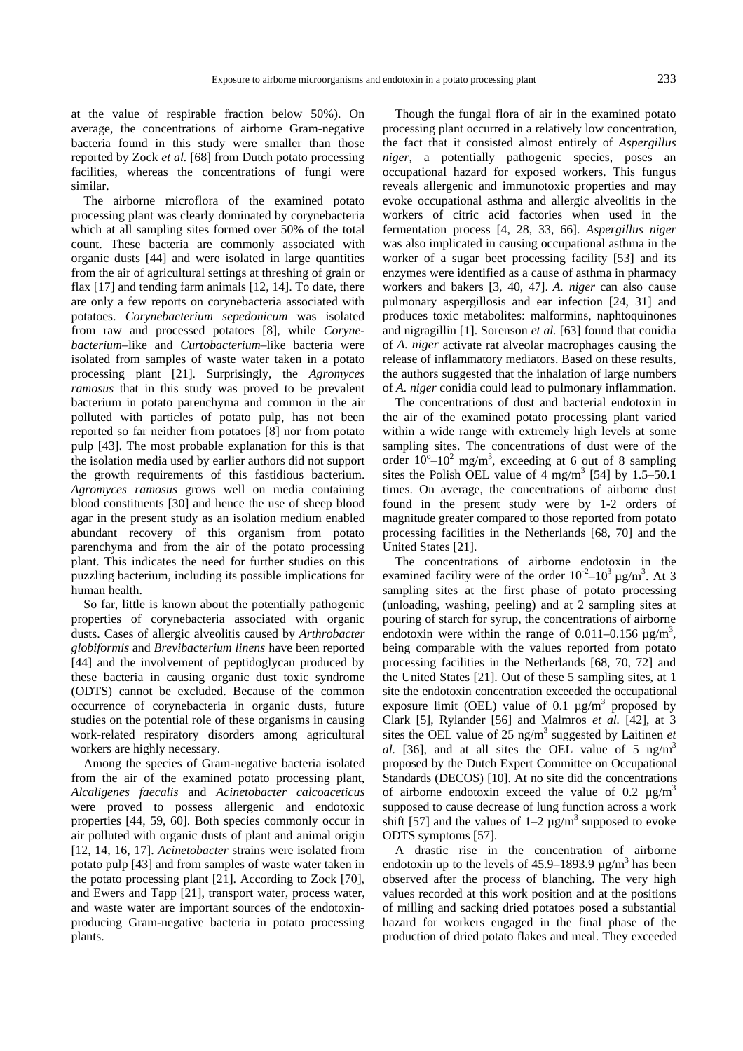at the value of respirable fraction below 50%). On average, the concentrations of airborne Gram-negative bacteria found in this study were smaller than those reported by Zock *et al.* [68] from Dutch potato processing facilities, whereas the concentrations of fungi were similar.

The airborne microflora of the examined potato processing plant was clearly dominated by corynebacteria which at all sampling sites formed over 50% of the total count. These bacteria are commonly associated with organic dusts [44] and were isolated in large quantities from the air of agricultural settings at threshing of grain or flax [17] and tending farm animals [12, 14]. To date, there are only a few reports on corynebacteria associated with potatoes. *Corynebacterium sepedonicum* was isolated from raw and processed potatoes [8], while *Corynebacterium*–like and *Curtobacterium*–like bacteria were isolated from samples of waste water taken in a potato processing plant [21]. Surprisingly, the *Agromyces ramosus* that in this study was proved to be prevalent bacterium in potato parenchyma and common in the air polluted with particles of potato pulp, has not been reported so far neither from potatoes [8] nor from potato pulp [43]. The most probable explanation for this is that the isolation media used by earlier authors did not support the growth requirements of this fastidious bacterium. *Agromyces ramosus* grows well on media containing blood constituents [30] and hence the use of sheep blood agar in the present study as an isolation medium enabled abundant recovery of this organism from potato parenchyma and from the air of the potato processing plant. This indicates the need for further studies on this puzzling bacterium, including its possible implications for human health.

So far, little is known about the potentially pathogenic properties of corynebacteria associated with organic dusts. Cases of allergic alveolitis caused by *Arthrobacter globiformis* and *Brevibacterium linens* have been reported [44] and the involvement of peptidoglycan produced by these bacteria in causing organic dust toxic syndrome (ODTS) cannot be excluded. Because of the common occurrence of corynebacteria in organic dusts, future studies on the potential role of these organisms in causing work-related respiratory disorders among agricultural workers are highly necessary.

Among the species of Gram-negative bacteria isolated from the air of the examined potato processing plant, *Alcaligenes faecalis* and *Acinetobacter calcoaceticus* were proved to possess allergenic and endotoxic properties [44, 59, 60]. Both species commonly occur in air polluted with organic dusts of plant and animal origin [12, 14, 16, 17]. *Acinetobacter* strains were isolated from potato pulp [43] and from samples of waste water taken in the potato processing plant [21]. According to Zock [70], and Ewers and Tapp [21], transport water, process water, and waste water are important sources of the endotoxin-producing Gram-negative bacteria in potato processing plants.

Though the fungal flora of air in the examined potato processing plant occurred in a relatively low concentration, the fact that it consisted almost entirely of *Aspergillus niger*, a potentially pathogenic species, poses an occupational hazard for exposed workers. This fungus reveals allergenic and immunotoxic properties and may evoke occupational asthma and allergic alveolitis in the workers of citric acid factories when used in the fermentation process [4, 28, 33, 66]. *Aspergillus niger* was also implicated in causing occupational asthma in the worker of a sugar beet processing facility [53] and its enzymes were identified as a cause of asthma in pharmacy workers and bakers [3, 40, 47]. *A. niger* can also cause pulmonary aspergillosis and ear infection [24, 31] and produces toxic metabolites: malformins, naphtoquinones and nigragillin [1]. Sorenson *et al.* [63] found that conidia of *A. niger* activate rat alveolar macrophages causing the release of inflammatory mediators. Based on these results, the authors suggested that the inhalation of large numbers of *A. niger* conidia could lead to pulmonary inflammation.

The concentrations of dust and bacterial endotoxin in the air of the examined potato processing plant varied within a wide range with extremely high levels at some sampling sites. The concentrations of dust were of the order $10^{0}$–$10^{2}$ mg/m$^3$, exceeding at 6 out of 8 sampling sites the Polish OEL value of 4 mg/m$^3$ [54] by 1.5–50.1 times. On average, the concentrations of airborne dust found in the present study were by 1-2 orders of magnitude greater compared to those reported from potato processing facilities in the Netherlands [68, 70] and the United States [21].

The concentrations of airborne endotoxin in the examined facility were of the order $10^{-2}$–$10^{3}$ µg/m$^3$. At 3 sampling sites at the first phase of potato processing (unloading, washing, peeling) and at 2 sampling sites at pouring of starch for syrup, the concentrations of airborne endotoxin were within the range of 0.011–0.156 µg/m$^3$, being comparable with the values reported from potato processing facilities in the Netherlands [68, 70, 72] and the United States [21]. Out of these 5 sampling sites, at 1 site the endotoxin concentration exceeded the occupational exposure limit (OEL) value of 0.1 µg/m$^3$ proposed by Clark [5], Rylander [56] and Malmros *et al.* [42], at 3 sites the OEL value of 25 ng/m$^3$ suggested by Laitinen *et al.* [36], and at all sites the OEL value of 5 ng/m$^3$ proposed by the Dutch Expert Committee on Occupational Standards (DECOS) [10]. At no site did the concentrations of airborne endotoxin exceed the value of 0.2 µg/m$^3$ supposed to cause decrease of lung function across a work shift [57] and the values of 1–2 µg/m$^3$ supposed to evoke ODTS symptoms [57].

A drastic rise in the concentration of airborne endotoxin up to the levels of 45.9–1893.9 µg/m$^3$ has been observed after the process of blanching. The very high values recorded at this work position and at the positions of milling and sacking dried potatoes posed a substantial hazard for workers engaged in the final phase of the production of dried potato flakes and meal. They exceeded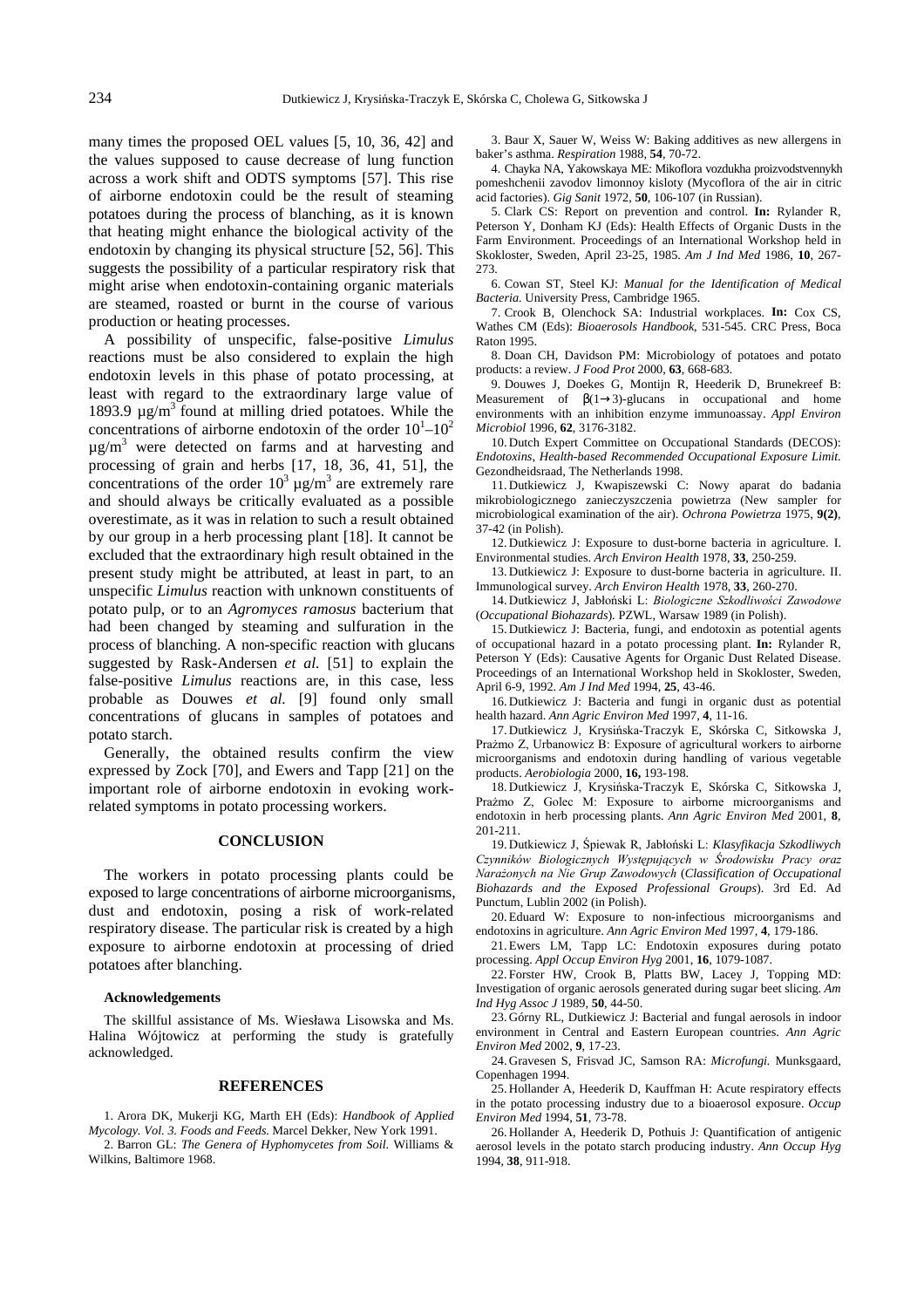many times the proposed OEL values [5, 10, 36, 42] and the values supposed to cause decrease of lung function across a work shift and ODTS symptoms [57]. This rise of airborne endotoxin could be the result of steaming potatoes during the process of blanching, as it is known that heating might enhance the biological activity of the endotoxin by changing its physical structure [52, 56]. This suggests the possibility of a particular respiratory risk that might arise when endotoxin-containing organic materials are steamed, roasted or burnt in the course of various production or heating processes.

A possibility of unspecific, false-positive *Limulus* reactions must be also considered to explain the high endotoxin levels in this phase of potato processing, at least with regard to the extraordinary large value of 1893.9 µg/m$^3$ found at milling dried potatoes. While the concentrations of airborne endotoxin of the order $10^1$–$10^2$ µg/m$^3$ were detected on farms and at harvesting and processing of grain and herbs [17, 18, 36, 41, 51], the concentrations of the order $10^3$ µg/m$^3$ are extremely rare and should always be critically evaluated as a possible overestimate, as it was in relation to such a result obtained by our group in a herb processing plant [18]. It cannot be excluded that the extraordinary high result obtained in the present study might be attributed, at least in part, to an unspecific *Limulus* reaction with unknown constituents of potato pulp, or to an *Agromyces ramosus* bacterium that had been changed by steaming and sulfuration in the process of blanching. A non-specific reaction with glucans suggested by Rask-Andersen *et al.* [51] to explain the false-positive *Limulus* reactions are, in this case, less probable as Douwes *et al.* [9] found only small concentrations of glucans in samples of potatoes and potato starch.

Generally, the obtained results confirm the view expressed by Zock [70], and Ewers and Tapp [21] on the important role of airborne endotoxin in evoking work-related symptoms in potato processing workers.

## CONCLUSION

The workers in potato processing plants could be exposed to large concentrations of airborne microorganisms, dust and endotoxin, posing a risk of work-related respiratory disease. The particular risk is created by a high exposure to airborne endotoxin at processing of dried potatoes after blanching.

#### Acknowledgements

The skillful assistance of Ms. Wiesława Lisowska and Ms. Halina Wójtowicz at performing the study is gratefully acknowledged.

## REFERENCES

1. Arora DK, Mukerji KG, Marth EH (Eds): *Handbook of Applied Mycology. Vol. 3. Foods and Feeds.* Marcel Dekker, New York 1991.
2. Barron GL: *The Genera of Hyphomycetes from Soil.* Williams & Wilkins, Baltimore 1968.
3. Baur X, Sauer W, Weiss W: Baking additives as new allergens in baker's asthma. *Respiration* 1988, **54**, 70-72.
4. Chayka NA, Yakowskaya ME: Mikoflora vozdukha proizvodstvennykh pomeshchenii zavodov limonnoy kisloty (Mycoflora of the air in citric acid factories). *Gig Sanit* 1972, **50**, 106-107 (in Russian).
5. Clark CS: Report on prevention and control. **In:** Rylander R, Peterson Y, Donham KJ (Eds): Health Effects of Organic Dusts in the Farm Environment. Proceedings of an International Workshop held in Skokloster, Sweden, April 23-25, 1985. *Am J Ind Med* 1986, **10**, 267-273.
6. Cowan ST, Steel KJ: *Manual for the Identification of Medical Bacteria.* University Press, Cambridge 1965.
7. Crook B, Olenchock SA: Industrial workplaces. **In:** Cox CS, Wathes CM (Eds): *Bioaerosols Handbook*, 531-545. CRC Press, Boca Raton 1995.
8. Doan CH, Davidson PM: Microbiology of potatoes and potato products: a review. *J Food Prot* 2000, **63**, 668-683.
9. Douwes J, Doekes G, Montijn R, Heederik D, Brunekreef B: Measurement of β(1→3)-glucans in occupational and home environments with an inhibition enzyme immunoassay. *Appl Environ Microbiol* 1996, **62**, 3176-3182.
10. Dutch Expert Committee on Occupational Standards (DECOS): *Endotoxins, Health-based Recommended Occupational Exposure Limit.* Gezondheidsraad, The Netherlands 1998.
11. Dutkiewicz J, Kwapiszewski C: Nowy aparat do badania mikrobiologicznego zanieczyszczenia powietrza (New sampler for microbiological examination of the air). *Ochrona Powietrza* 1975, **9(2)**, 37-42 (in Polish).
12. Dutkiewicz J: Exposure to dust-borne bacteria in agriculture. I. Environmental studies. *Arch Environ Health* 1978, **33**, 250-259.
13. Dutkiewicz J: Exposure to dust-borne bacteria in agriculture. II. Immunological survey. *Arch Environ Health* 1978, **33**, 260-270.
14. Dutkiewicz J, Jabłoński L: *Biologiczne Szkodliwości Zawodowe* (*Occupational Biohazards*). PZWL, Warsaw 1989 (in Polish).
15. Dutkiewicz J: Bacteria, fungi, and endotoxin as potential agents of occupational hazard in a potato processing plant. **In:** Rylander R, Peterson Y (Eds): Causative Agents for Organic Dust Related Disease. Proceedings of an International Workshop held in Skokloster, Sweden, April 6-9, 1992. *Am J Ind Med* 1994, **25**, 43-46.
16. Dutkiewicz J: Bacteria and fungi in organic dust as potential health hazard. *Ann Agric Environ Med* 1997, **4**, 11-16.
17. Dutkiewicz J, Krysińska-Traczyk E, Skórska C, Sitkowska J, Prażmo Z, Urbanowicz B: Exposure of agricultural workers to airborne microorganisms and endotoxin during handling of various vegetable products. *Aerobiologia* 2000, **16,** 193-198.
18. Dutkiewicz J, Krysińska-Traczyk E, Skórska C, Sitkowska J, Prażmo Z, Golec M: Exposure to airborne microorganisms and endotoxin in herb processing plants. *Ann Agric Environ Med* 2001, **8**, 201-211.
19. Dutkiewicz J, Śpiewak R, Jabłoński L: *Klasyfikacja Szkodliwych Czynników Biologicznych Występujących w Środowisku Pracy oraz Narażonych na Nie Grup Zawodowych* (*Classification of Occupational Biohazards and the Exposed Professional Groups*). 3rd Ed. Ad Punctum, Lublin 2002 (in Polish).
20. Eduard W: Exposure to non-infectious microorganisms and endotoxins in agriculture. *Ann Agric Environ Med* 1997, **4**, 179-186.
21. Ewers LM, Tapp LC: Endotoxin exposures during potato processing. *Appl Occup Environ Hyg* 2001, **16**, 1079-1087.
22. Forster HW, Crook B, Platts BW, Lacey J, Topping MD: Investigation of organic aerosols generated during sugar beet slicing. *Am Ind Hyg Assoc J* 1989, **50**, 44-50.
23. Górny RL, Dutkiewicz J: Bacterial and fungal aerosols in indoor environment in Central and Eastern European countries. *Ann Agric Environ Med* 2002, **9**, 17-23.
24. Gravesen S, Frisvad JC, Samson RA: *Microfungi.* Munksgaard, Copenhagen 1994.
25. Hollander A, Heederik D, Kauffman H: Acute respiratory effects in the potato processing industry due to a bioaerosol exposure. *Occup Environ Med* 1994, **51**, 73-78.
26. Hollander A, Heederik D, Pothuis J: Quantification of antigenic aerosol levels in the potato starch producing industry. *Ann Occup Hyg* 1994, **38**, 911-918.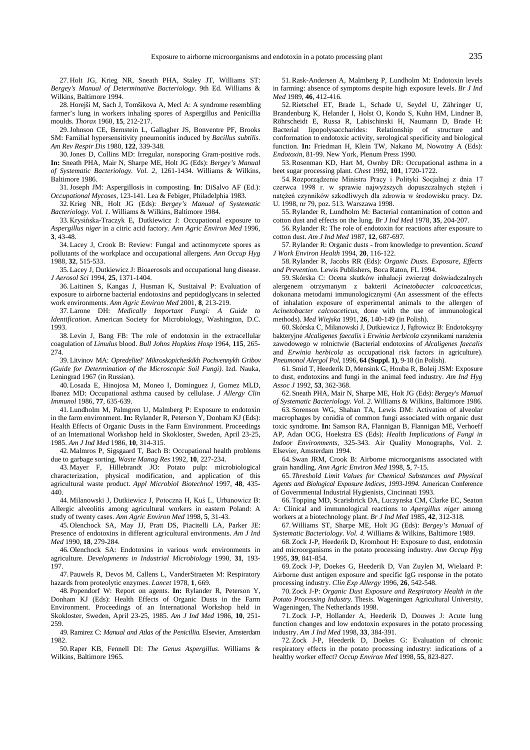27. Holt JG, Krieg NR, Sneath PHA, Staley JT, Williams ST: *Bergey's Manual of Determinative Bacteriology.* 9th Ed. Williams & Wilkins, Baltimore 1994.

28. Horejši M, Sach J, Tomšikova A, Mecl A: A syndrome resembling farmer's lung in workers inhaling spores of Aspergillus and Penicillia moulds. *Thorax* 1960, **15**, 212-217.

29. Johnson CE, Bernstein L, Gallagher JS, Bonventre PF, Brooks SM: Familial hypersensitivity pneumonitis induced by *Bacillus subtilis*. *Am Rev Respir Dis* 1980, **122**, 339-348.

30. Jones D, Collins MD: Irregular, nonsporing Gram-positive rods. **In:** Sneath PHA, Mair N, Sharpe ME, Holt JG (Eds): *Bergey's Manual of Systematic Bacteriology. Vol. 2*, 1261-1434. Williams & Wilkins, Baltimore 1986.

31. Joseph JM: Aspergillosis in composting. **In**: DiSalvo AF (Ed.): *Occupational Mycoses*, 123-141. Lea & Febiger, Philadelphia 1983.

32. Krieg NR, Holt JG (Eds): *Bergey's Manual of Systematic Bacteriology. Vol. 1.* Williams & Wilkins, Baltimore 1984.

33. Krysińska-Traczyk E, Dutkiewicz J: Occupational exposure to *Aspergillus niger* in a citric acid factory. *Ann Agric Environ Med* 1996, **3**, 43-48.

34. Lacey J, Crook B: Review: Fungal and actinomycete spores as pollutants of the workplace and occupational allergens. *Ann Occup Hyg* 1988, **32**, 515-533.

35. Lacey J, Dutkiewicz J: Bioaerosols and occupational lung disease. *J Aerosol Sci* 1994, **25**, 1371-1404.

36. Laitinen S, Kangas J, Husman K, Susitaival P: Evaluation of exposure to airborne bacterial endotoxins and peptidoglycans in selected work environments. *Ann Agric Environ Med* 2001, **8**, 213-219.

37. Larone DH: *Medically Important Fungi: A Guide to Identification.* American Society for Microbiology, Washington, D.C. 1993.

38. Levin J, Bang FB: The role of endotoxin in the extracellular coagulation of *Limulus* blood. *Bull Johns Hopkins Hosp* 1964, **115**, 265-274.

39. Litvinov MA: *Opredelitel' Mikroskopicheskikh Pochvennykh Gribov (Guide for Determination of the Microscopic Soil Fungi).* Izd. Nauka, Leningrad 1967 (in Russian).

40. Losada E, Hinojosa M, Moneo I, Dominguez J, Gomez MLD, Ibanez MD: Occupational asthma caused by cellulase. *J Allergy Clin Immunol* 1986, **77**, 635-639.

41. Lundholm M, Palmgren U, Malmberg P: Exposure to endotoxin in the farm environment. **In:** Rylander R, Peterson Y, Donham KJ (Eds): Health Effects of Organic Dusts in the Farm Environment. Proceedings of an International Workshop held in Skokloster, Sweden, April 23-25, 1985. *Am J Ind Med* 1986, **10**, 314-315.

42. Malmros P, Sigsgaard T, Bach B: Occupational health problems due to garbage sorting. *Waste Manag Res* 1992, **10**, 227-234.

43. Mayer F, Hillebrandt JO: Potato pulp: microbiological characterization, physical modification, and application of this agricultural waste product. *Appl Microbiol Biotechnol* 1997, **48**, 435-440.

44. Milanowski J, Dutkiewicz J, Potoczna H, Kuś L, Urbanowicz B: Allergic alveolitis among agricultural workers in eastern Poland: A study of twenty cases. *Ann Agric Environ Med* 1998, **5**, 31-43.

45. Olenchock SA, May JJ, Pratt DS, Piacitelli LA, Parker JE: Presence of endotoxins in different agricultural environments. *Am J Ind Med* 1990, **18**, 279-284.

46. Olenchock SA: Endotoxins in various work environments in agriculture. *Developments in Industrial Microbiology* 1990, **31**, 193-197.

47. Pauwels R, Devos M, Callens L, VanderStraeten M: Respiratory hazards from proteolytic enzymes. *Lancet* 1978, **1**, 669.

48. Popendorf W: Report on agents. **In:** Rylander R, Peterson Y, Donham KJ (Eds): Health Effects of Organic Dusts in the Farm Environment. Proceedings of an International Workshop held in Skokloster, Sweden, April 23-25, 1985. *Am J Ind Med* 1986, **10**, 251-259.

49. Ramirez C: *Manual and Atlas of the Penicillia.* Elsevier, Amsterdam 1982.

50. Raper KB, Fennell DI: *The Genus Aspergillus*. Williams & Wilkins, Baltimore 1965.

51. Rask-Andersen A, Malmberg P, Lundholm M: Endotoxin levels in farming: absence of symptoms despite high exposure levels. *Br J Ind Med* 1989, **46**, 412-416.

52. Rietschel ET, Brade L, Schade U, Seydel U, Zähringer U, Brandenburg K, Helander I, Holst O, Kondo S, Kuhn HM, Lindner B, Röhrscheidt E, Russa R, Labischinski H, Naumann D, Brade H: Bacterial lipopolysaccharides: Relationship of structure and conformation to endotoxic activity, serological specificity and biological function. **In:** Friedman H, Klein TW, Nakano M, Nowotny A (Eds): *Endotoxin*, 81-99. New York, Plenum Press 1990.

53. Rosenman KD, Hart M, Ownby DR: Occupational asthma in a beet sugar processing plant. *Chest* 1992, **101**, 1720-1722.

54. Rozporządzenie Ministra Pracy i Polityki Socjalnej z dnia 17 czerwca 1998 r. w sprawie najwyższych dopuszczalnych stężeń i natężeń czynników szkodliwych dla zdrowia w środowisku pracy. Dz. U. 1998, nr 79, poz. 513. Warszawa 1998.

55. Rylander R, Lundholm M: Bacterial contamination of cotton and cotton dust and effects on the lung. *Br J Ind Med* 1978, **35**, 204-207.

56. Rylander R: The role of endotoxin for reactions after exposure to cotton dust. *Am J Ind Med* 1987, **12**, 687-697.

57. Rylander R: Organic dusts - from knowledge to prevention. *Scand J Work Environ Health* 1994, **20**, 116-122.

58. Rylander R, Jacobs RR (Eds): *Organic Dusts. Exposure, Effects and Prevention*. Lewis Publishers, Boca Raton, FL 1994.

59. Skórska C: Ocena skutków inhalacji zwierząt doświadczalnych alergenem otrzymanym z bakterii *Acinetobacter calcoaceticus*, dokonana metodami immunologicznymi (An assessment of the effects of inhalation exposure of experimental animals to the allergen of *Acinetobacter calcoaceticus*, done with the use of immunological methods). *Med Wiejska* 1991, **26**, 140-149 (in Polish).

60. Skórska C, Milanowski J, Dutkiewicz J, Fąfrowicz B: Endotoksyny bakteryjne *Alcaligenes faecalis* i *Erwinia herbicola* czynnikami narażenia zawodowego w rolnictwie (Bacterial endotoxins of *Alcaligenes faecalis* and *Erwinia herbicola* as occupational risk factors in agriculture). *Pneumonol Alergol Pol*, 1996, **64 (Suppl. 1)**, 9-18 (in Polish).

61. Smid T, Heederik D, Mensink G, Houba R, Boleij JSM: Exposure to dust, endotoxins and fungi in the animal feed industry. *Am Ind Hyg Assoc J* 1992, **53**, 362-368.

62. Sneath PHA, Mair N, Sharpe ME, Holt JG (Eds): *Bergey's Manual of Systematic Bacteriology. Vol. 2*. Williams & Wilkins, Baltimore 1986.

63. Sorenson WG, Shahan TA, Lewis DM: Activation of alveolar macrophages by conidia of common fungi associated with organic dust toxic syndrome. **In:** Samson RA, Flannigan B, Flannigan ME, Verhoeff AP, Adan OCG, Hoekstra ES (Eds): *Health Implications of Fungi in Indoor Environments,* 325-343. Air Quality Monographs, Vol. 2. Elsevier, Amsterdam 1994.

64. Swan JRM, Crook B: Airborne microorganisms associated with grain handling. *Ann Agric Environ Med* 1998, **5**, 7-15.

65. *Threshold Limit Values for Chemical Substances and Physical Agents and Biological Exposure Indices, 1993-1994.* American Conference of Governmental Industrial Hygienists, Cincinnati 1993.

66. Topping MD, Scarisbrick DA, Luczynska CM, Clarke EC, Seaton A: Clinical and immunological reactions to *Apergillus niger* among workers at a biotechnology plant. *Br J Ind Med* 1985, **42**, 312-318.

67. Williams ST, Sharpe ME, Holt JG (Eds): *Bergey's Manual of Systematic Bacteriology. Vol. 4.* Williams & Wilkins, Baltimore 1989.

68. Zock J-P, Heederik D, Kromhout H: Exposure to dust, endotoxin and microorganisms in the potato processing industry. *Ann Occup Hyg* 1995, **39**, 841-854.

69. Zock J-P, Doekes G, Heederik D, Van Zuylen M, Wielaard P: Airborne dust antigen exposure and specific IgG response in the potato processing industry. *Clin Exp Allergy* 1996, **26**, 542-548.

70. Zock J-P: *Organic Dust Exposure and Respiratory Health in the Potato Processing Industry.* Thesis. Wageningen Agricultural University, Wageningen, The Netherlands 1998.

71. Zock J-P, Hollander A, Heederik D, Douwes J: Acute lung function changes and low endotoxin exposures in the potato processing industry. *Am J Ind Med* 1998, **33**, 384-391.

72. Zock J-P, Heederik D, Doekes G: Evaluation of chronic respiratory effects in the potato processing industry: indications of a healthy worker effect? *Occup Environ Med* 1998, **55**, 823-827.